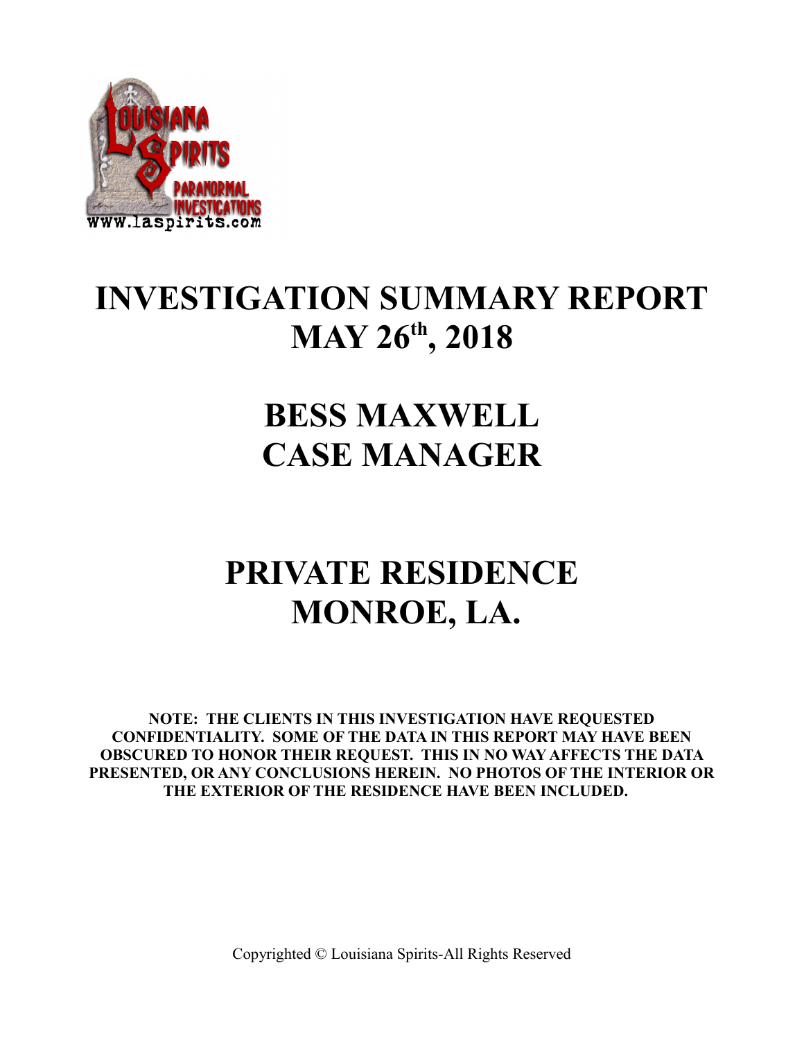# INVESTIGATION SUMMARY REPORT
# MAY 26th, 2018

# BESS MAXWELL
# CASE MANAGER

# PRIVATE RESIDENCE
# MONROE, LA.

**NOTE: THE CLIENTS IN THIS INVESTIGATION HAVE REQUESTED CONFIDENTIALITY. SOME OF THE DATA IN THIS REPORT MAY HAVE BEEN OBSCURED TO HONOR THEIR REQUEST. THIS IN NO WAY AFFECTS THE DATA PRESENTED, OR ANY CONCLUSIONS HEREIN. NO PHOTOS OF THE INTERIOR OR THE EXTERIOR OF THE RESIDENCE HAVE BEEN INCLUDED.**

Copyrighted © Louisiana Spirits-All Rights Reserved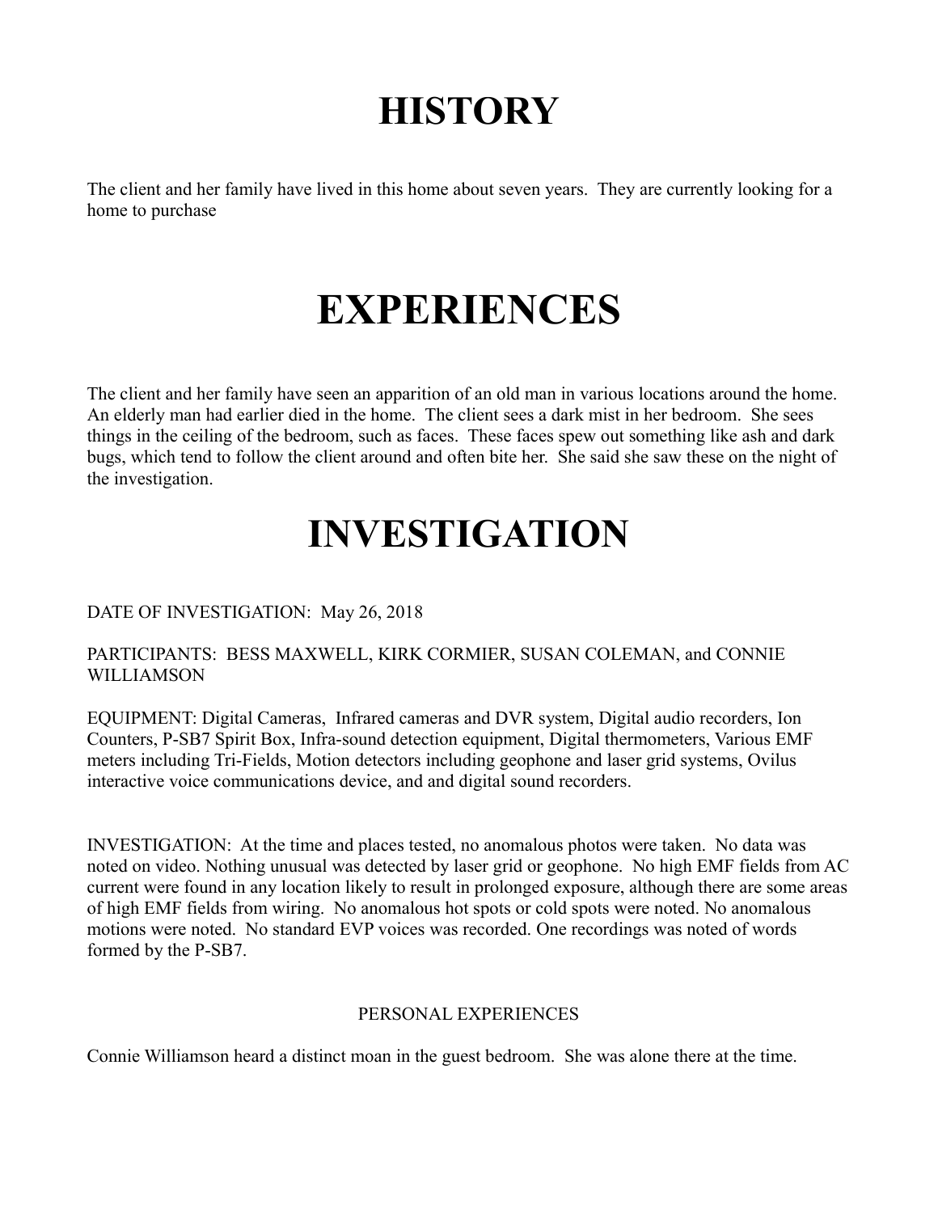# HISTORY

The client and her family have lived in this home about seven years. They are currently looking for a home to purchase

# EXPERIENCES

The client and her family have seen an apparition of an old man in various locations around the home. An elderly man had earlier died in the home. The client sees a dark mist in her bedroom. She sees things in the ceiling of the bedroom, such as faces. These faces spew out something like ash and dark bugs, which tend to follow the client around and often bite her. She said she saw these on the night of the investigation.

# INVESTIGATION

DATE OF INVESTIGATION: May 26, 2018

PARTICIPANTS: BESS MAXWELL, KIRK CORMIER, SUSAN COLEMAN, and CONNIE WILLIAMSON

EQUIPMENT: Digital Cameras, Infrared cameras and DVR system, Digital audio recorders, Ion Counters, P-SB7 Spirit Box, Infra-sound detection equipment, Digital thermometers, Various EMF meters including Tri-Fields, Motion detectors including geophone and laser grid systems, Ovilus interactive voice communications device, and and digital sound recorders.

INVESTIGATION: At the time and places tested, no anomalous photos were taken. No data was noted on video. Nothing unusual was detected by laser grid or geophone. No high EMF fields from AC current were found in any location likely to result in prolonged exposure, although there are some areas of high EMF fields from wiring. No anomalous hot spots or cold spots were noted. No anomalous motions were noted. No standard EVP voices was recorded. One recordings was noted of words formed by the P-SB7.

PERSONAL EXPERIENCES

Connie Williamson heard a distinct moan in the guest bedroom. She was alone there at the time.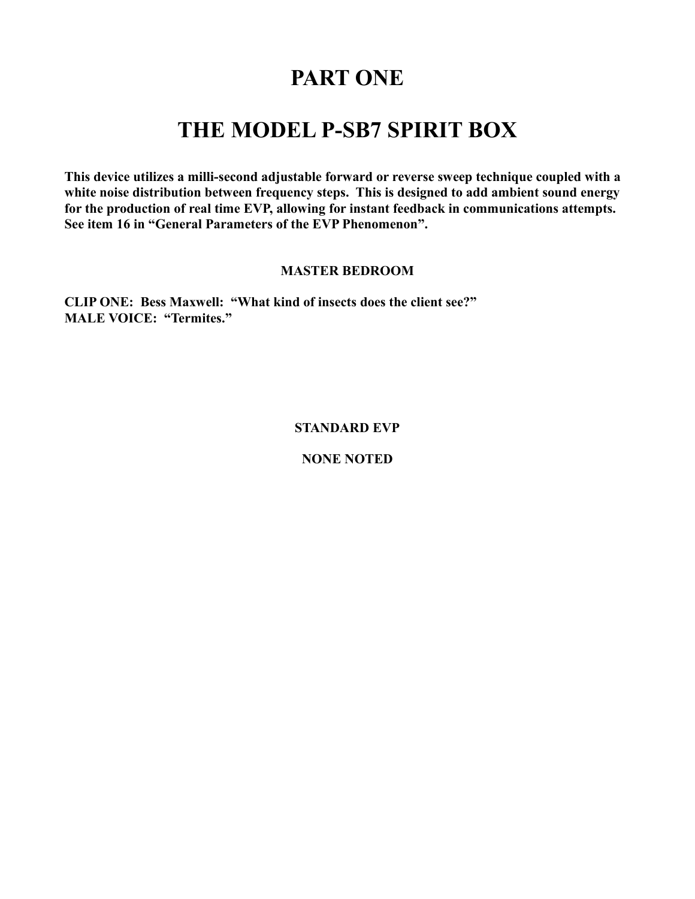# PART ONE

# THE MODEL P-SB7 SPIRIT BOX

**This device utilizes a milli-second adjustable forward or reverse sweep technique coupled with a white noise distribution between frequency steps. This is designed to add ambient sound energy for the production of real time EVP, allowing for instant feedback in communications attempts. See item 16 in "General Parameters of the EVP Phenomenon".**

**MASTER BEDROOM**

**CLIP ONE: Bess Maxwell: "What kind of insects does the client see?"**
**MALE VOICE: "Termites."**

**STANDARD EVP**

**NONE NOTED**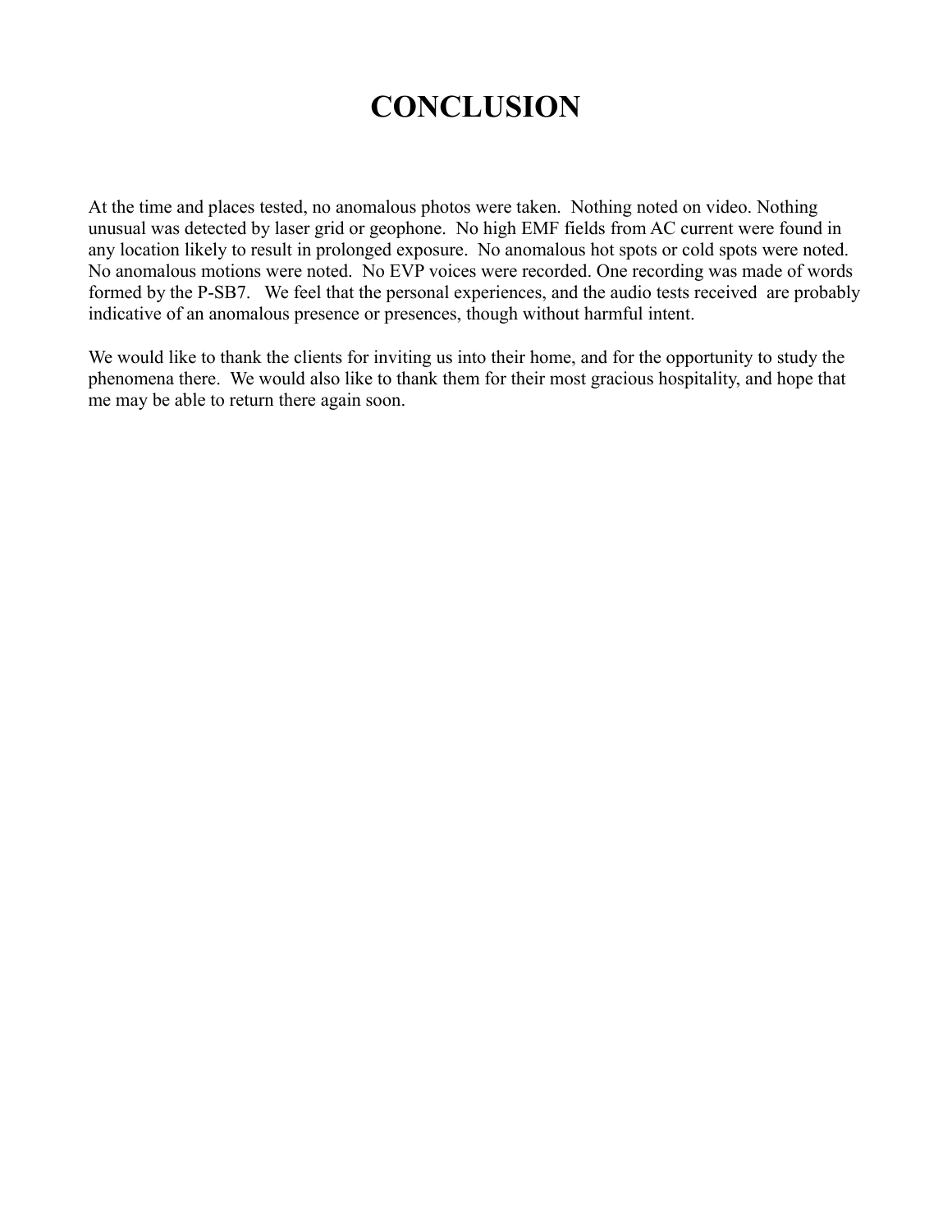# CONCLUSION

At the time and places tested, no anomalous photos were taken. Nothing noted on video. Nothing unusual was detected by laser grid or geophone. No high EMF fields from AC current were found in any location likely to result in prolonged exposure. No anomalous hot spots or cold spots were noted. No anomalous motions were noted. No EVP voices were recorded. One recording was made of words formed by the P-SB7. We feel that the personal experiences, and the audio tests received are probably indicative of an anomalous presence or presences, though without harmful intent.

We would like to thank the clients for inviting us into their home, and for the opportunity to study the phenomena there. We would also like to thank them for their most gracious hospitality, and hope that me may be able to return there again soon.